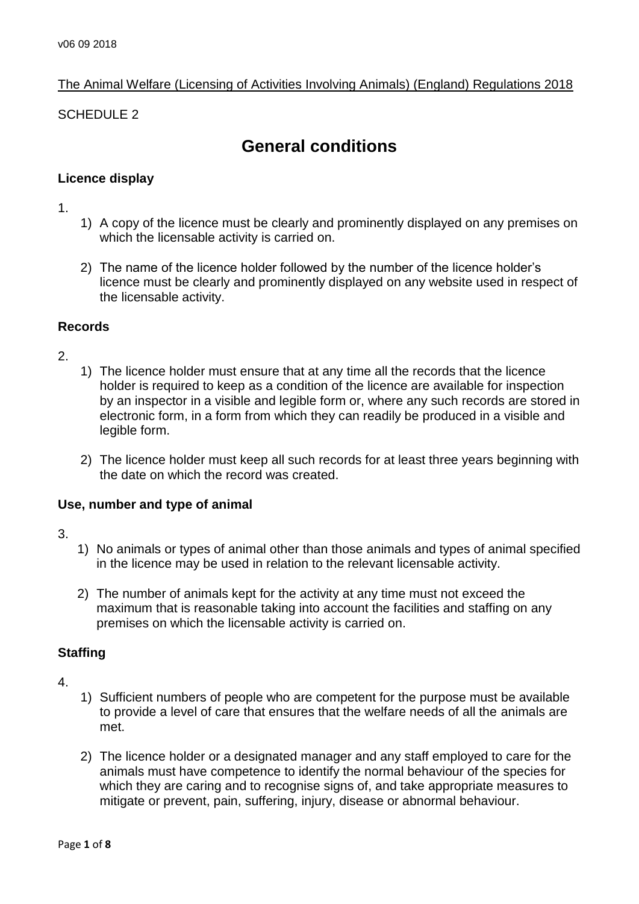The Animal Welfare (Licensing of Activities Involving Animals) (England) Regulations 2018

SCHEDULE 2

# General conditions

### Licence display

1.

1) A copy of the licence must be clearly and prominently displayed on any premises on which the licensable activity is carried on.

2) The name of the licence holder followed by the number of the licence holder's licence must be clearly and prominently displayed on any website used in respect of the licensable activity.

### Records

2.

1) The licence holder must ensure that at any time all the records that the licence holder is required to keep as a condition of the licence are available for inspection by an inspector in a visible and legible form or, where any such records are stored in electronic form, in a form from which they can readily be produced in a visible and legible form.

2) The licence holder must keep all such records for at least three years beginning with the date on which the record was created.

### Use, number and type of animal

3.

1) No animals or types of animal other than those animals and types of animal specified in the licence may be used in relation to the relevant licensable activity.

2) The number of animals kept for the activity at any time must not exceed the maximum that is reasonable taking into account the facilities and staffing on any premises on which the licensable activity is carried on.

### Staffing

4.

1) Sufficient numbers of people who are competent for the purpose must be available to provide a level of care that ensures that the welfare needs of all the animals are met.

2) The licence holder or a designated manager and any staff employed to care for the animals must have competence to identify the normal behaviour of the species for which they are caring and to recognise signs of, and take appropriate measures to mitigate or prevent, pain, suffering, injury, disease or abnormal behaviour.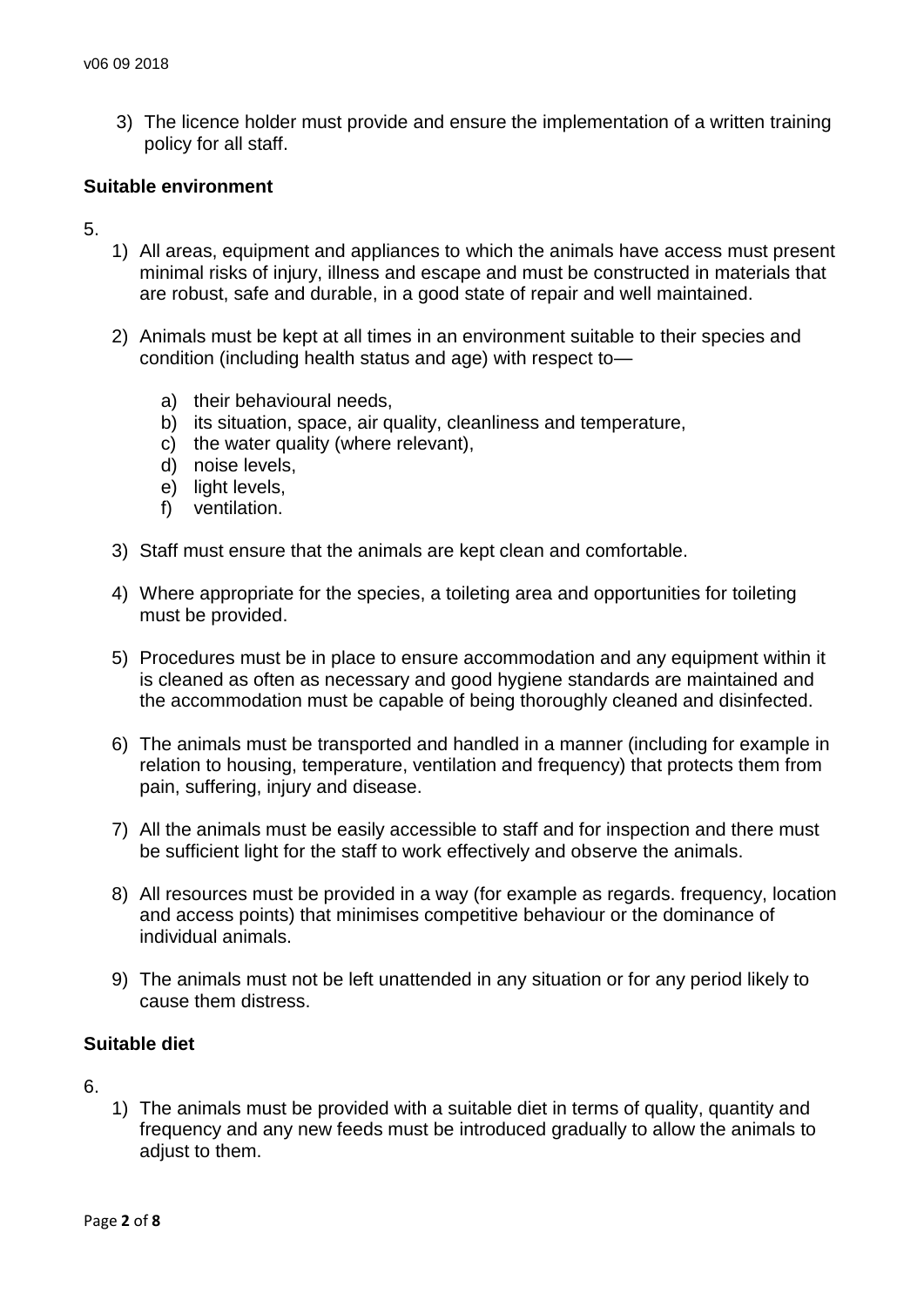3) The licence holder must provide and ensure the implementation of a written training policy for all staff.

**Suitable environment**

5.

1) All areas, equipment and appliances to which the animals have access must present minimal risks of injury, illness and escape and must be constructed in materials that are robust, safe and durable, in a good state of repair and well maintained.

2) Animals must be kept at all times in an environment suitable to their species and condition (including health status and age) with respect to—

   a) their behavioural needs,
   b) its situation, space, air quality, cleanliness and temperature,
   c) the water quality (where relevant),
   d) noise levels,
   e) light levels,
   f) ventilation.

3) Staff must ensure that the animals are kept clean and comfortable.

4) Where appropriate for the species, a toileting area and opportunities for toileting must be provided.

5) Procedures must be in place to ensure accommodation and any equipment within it is cleaned as often as necessary and good hygiene standards are maintained and the accommodation must be capable of being thoroughly cleaned and disinfected.

6) The animals must be transported and handled in a manner (including for example in relation to housing, temperature, ventilation and frequency) that protects them from pain, suffering, injury and disease.

7) All the animals must be easily accessible to staff and for inspection and there must be sufficient light for the staff to work effectively and observe the animals.

8) All resources must be provided in a way (for example as regards. frequency, location and access points) that minimises competitive behaviour or the dominance of individual animals.

9) The animals must not be left unattended in any situation or for any period likely to cause them distress.

**Suitable diet**

6.

1) The animals must be provided with a suitable diet in terms of quality, quantity and frequency and any new feeds must be introduced gradually to allow the animals to adjust to them.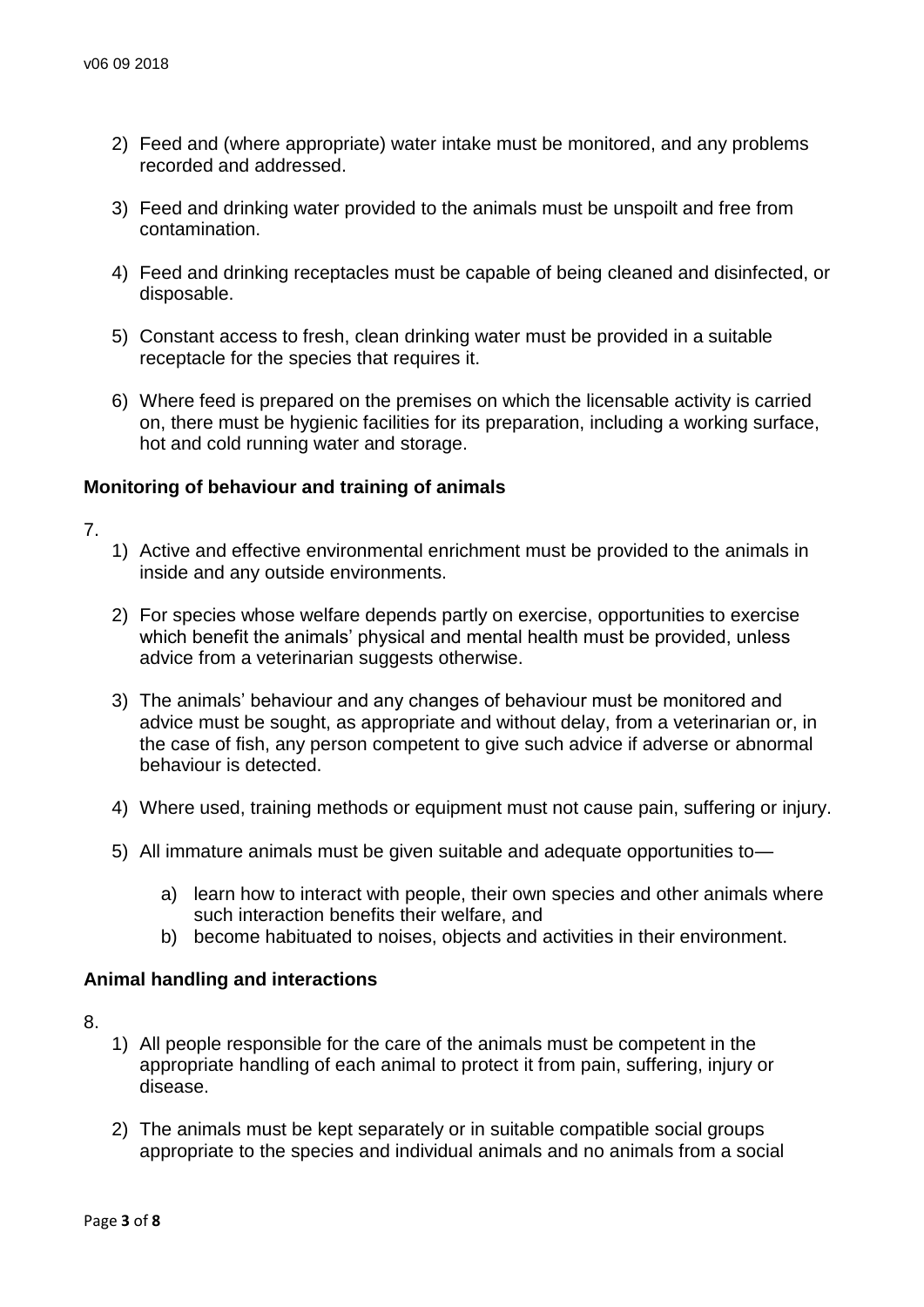2) Feed and (where appropriate) water intake must be monitored, and any problems recorded and addressed.

3) Feed and drinking water provided to the animals must be unspoilt and free from contamination.

4) Feed and drinking receptacles must be capable of being cleaned and disinfected, or disposable.

5) Constant access to fresh, clean drinking water must be provided in a suitable receptacle for the species that requires it.

6) Where feed is prepared on the premises on which the licensable activity is carried on, there must be hygienic facilities for its preparation, including a working surface, hot and cold running water and storage.

**Monitoring of behaviour and training of animals**

7.

1) Active and effective environmental enrichment must be provided to the animals in inside and any outside environments.

2) For species whose welfare depends partly on exercise, opportunities to exercise which benefit the animals' physical and mental health must be provided, unless advice from a veterinarian suggests otherwise.

3) The animals' behaviour and any changes of behaviour must be monitored and advice must be sought, as appropriate and without delay, from a veterinarian or, in the case of fish, any person competent to give such advice if adverse or abnormal behaviour is detected.

4) Where used, training methods or equipment must not cause pain, suffering or injury.

5) All immature animals must be given suitable and adequate opportunities to—

   a) learn how to interact with people, their own species and other animals where such interaction benefits their welfare, and
   b) become habituated to noises, objects and activities in their environment.

**Animal handling and interactions**

8.

1) All people responsible for the care of the animals must be competent in the appropriate handling of each animal to protect it from pain, suffering, injury or disease.

2) The animals must be kept separately or in suitable compatible social groups appropriate to the species and individual animals and no animals from a social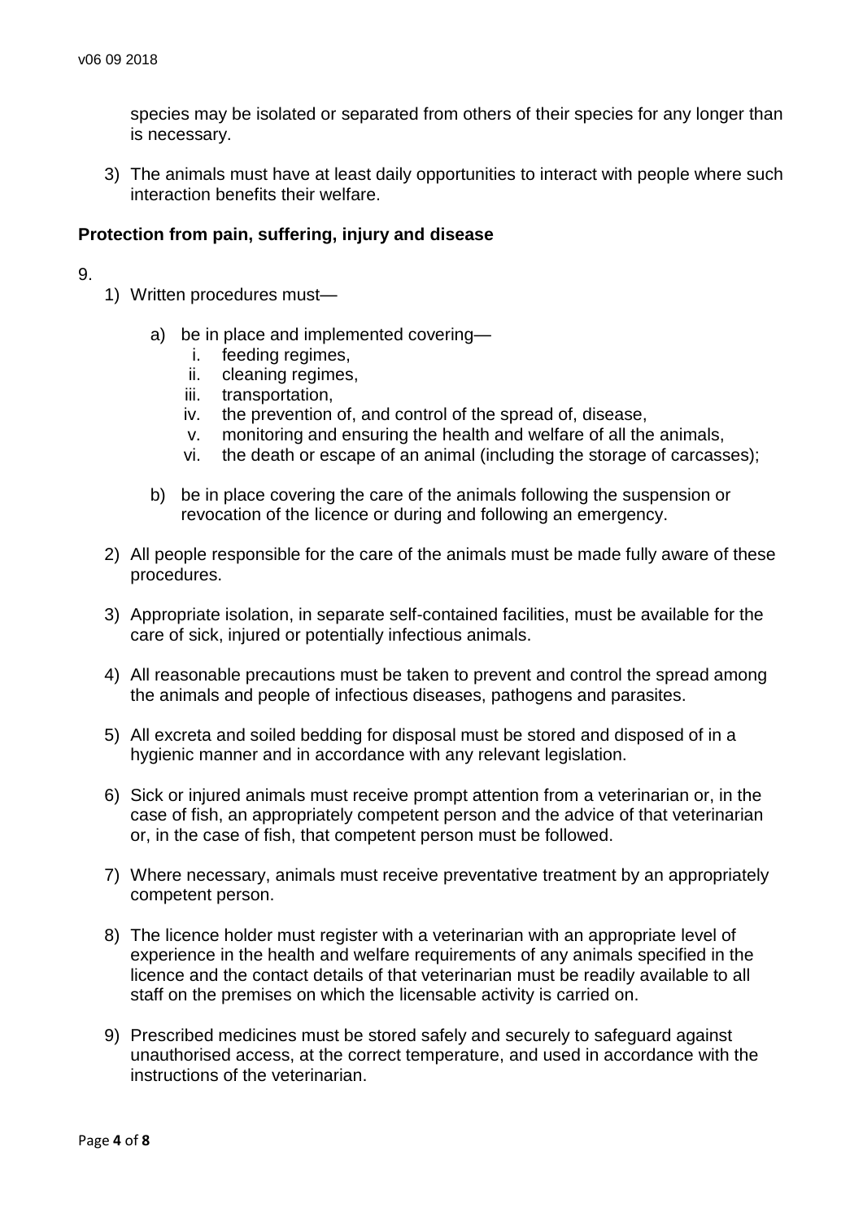species may be isolated or separated from others of their species for any longer than is necessary.

3) The animals must have at least daily opportunities to interact with people where such interaction benefits their welfare.

**Protection from pain, suffering, injury and disease**

9.

1) Written procedures must—

    a) be in place and implemented covering—
        i. feeding regimes,
        ii. cleaning regimes,
        iii. transportation,
        iv. the prevention of, and control of the spread of, disease,
        v. monitoring and ensuring the health and welfare of all the animals,
        vi. the death or escape of an animal (including the storage of carcasses);

    b) be in place covering the care of the animals following the suspension or revocation of the licence or during and following an emergency.

2) All people responsible for the care of the animals must be made fully aware of these procedures.

3) Appropriate isolation, in separate self-contained facilities, must be available for the care of sick, injured or potentially infectious animals.

4) All reasonable precautions must be taken to prevent and control the spread among the animals and people of infectious diseases, pathogens and parasites.

5) All excreta and soiled bedding for disposal must be stored and disposed of in a hygienic manner and in accordance with any relevant legislation.

6) Sick or injured animals must receive prompt attention from a veterinarian or, in the case of fish, an appropriately competent person and the advice of that veterinarian or, in the case of fish, that competent person must be followed.

7) Where necessary, animals must receive preventative treatment by an appropriately competent person.

8) The licence holder must register with a veterinarian with an appropriate level of experience in the health and welfare requirements of any animals specified in the licence and the contact details of that veterinarian must be readily available to all staff on the premises on which the licensable activity is carried on.

9) Prescribed medicines must be stored safely and securely to safeguard against unauthorised access, at the correct temperature, and used in accordance with the instructions of the veterinarian.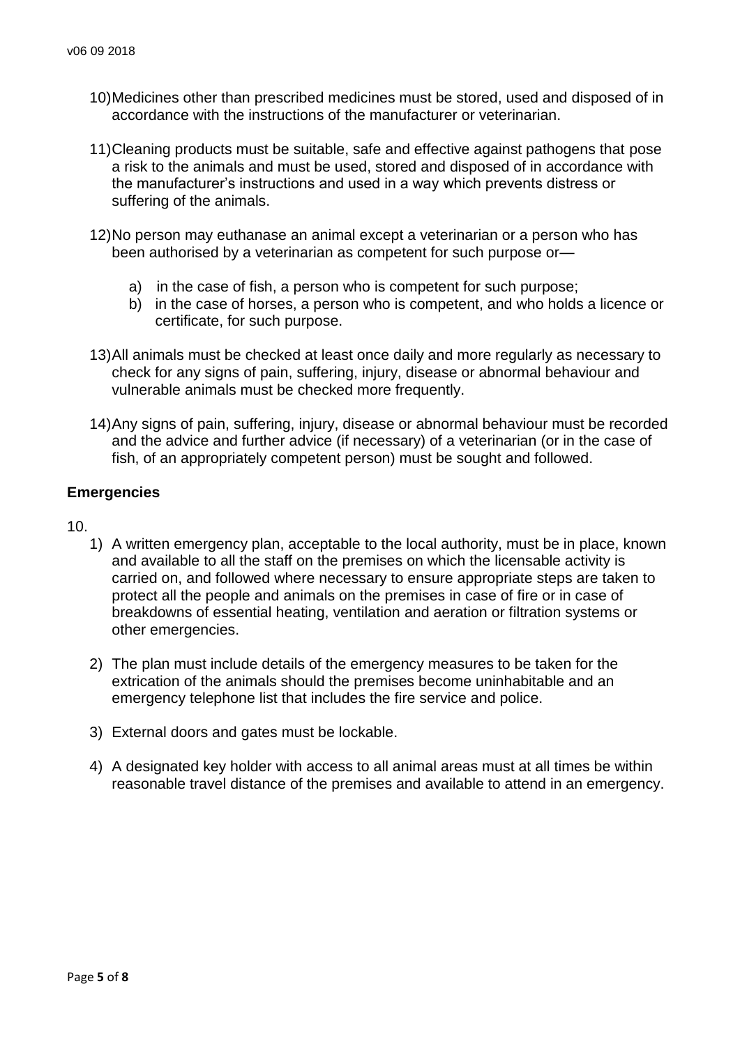10) Medicines other than prescribed medicines must be stored, used and disposed of in accordance with the instructions of the manufacturer or veterinarian.

11) Cleaning products must be suitable, safe and effective against pathogens that pose a risk to the animals and must be used, stored and disposed of in accordance with the manufacturer's instructions and used in a way which prevents distress or suffering of the animals.

12) No person may euthanase an animal except a veterinarian or a person who has been authorised by a veterinarian as competent for such purpose or—

    a) in the case of fish, a person who is competent for such purpose;
    b) in the case of horses, a person who is competent, and who holds a licence or certificate, for such purpose.

13) All animals must be checked at least once daily and more regularly as necessary to check for any signs of pain, suffering, injury, disease or abnormal behaviour and vulnerable animals must be checked more frequently.

14) Any signs of pain, suffering, injury, disease or abnormal behaviour must be recorded and the advice and further advice (if necessary) of a veterinarian (or in the case of fish, of an appropriately competent person) must be sought and followed.

## Emergencies

10.

1) A written emergency plan, acceptable to the local authority, must be in place, known and available to all the staff on the premises on which the licensable activity is carried on, and followed where necessary to ensure appropriate steps are taken to protect all the people and animals on the premises in case of fire or in case of breakdowns of essential heating, ventilation and aeration or filtration systems or other emergencies.

2) The plan must include details of the emergency measures to be taken for the extrication of the animals should the premises become uninhabitable and an emergency telephone list that includes the fire service and police.

3) External doors and gates must be lockable.

4) A designated key holder with access to all animal areas must at all times be within reasonable travel distance of the premises and available to attend in an emergency.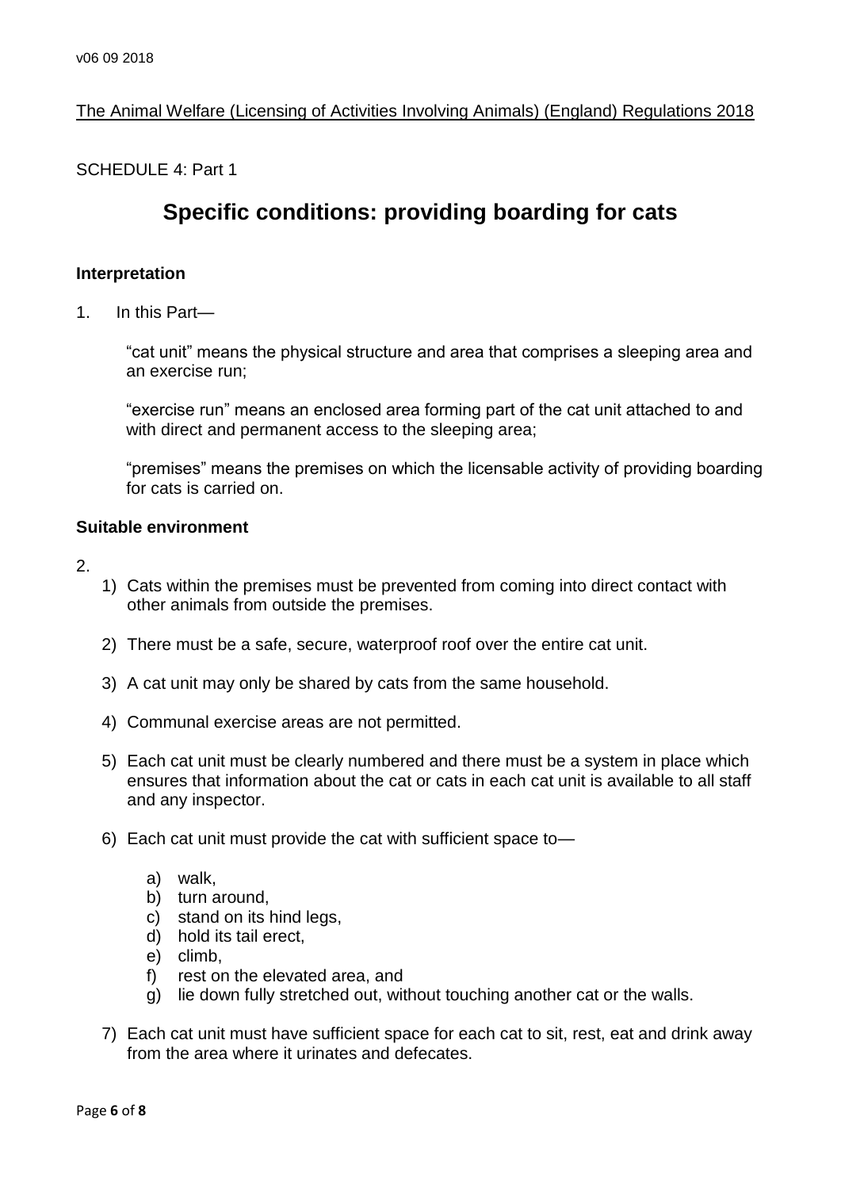The Animal Welfare (Licensing of Activities Involving Animals) (England) Regulations 2018

SCHEDULE 4: Part 1

# Specific conditions: providing boarding for cats

### Interpretation

1. In this Part—

   "cat unit" means the physical structure and area that comprises a sleeping area and an exercise run;

   "exercise run" means an enclosed area forming part of the cat unit attached to and with direct and permanent access to the sleeping area;

   "premises" means the premises on which the licensable activity of providing boarding for cats is carried on.

### Suitable environment

2.

   1) Cats within the premises must be prevented from coming into direct contact with other animals from outside the premises.

   2) There must be a safe, secure, waterproof roof over the entire cat unit.

   3) A cat unit may only be shared by cats from the same household.

   4) Communal exercise areas are not permitted.

   5) Each cat unit must be clearly numbered and there must be a system in place which ensures that information about the cat or cats in each cat unit is available to all staff and any inspector.

   6) Each cat unit must provide the cat with sufficient space to—

      a) walk,
      b) turn around,
      c) stand on its hind legs,
      d) hold its tail erect,
      e) climb,
      f) rest on the elevated area, and
      g) lie down fully stretched out, without touching another cat or the walls.

   7) Each cat unit must have sufficient space for each cat to sit, rest, eat and drink away from the area where it urinates and defecates.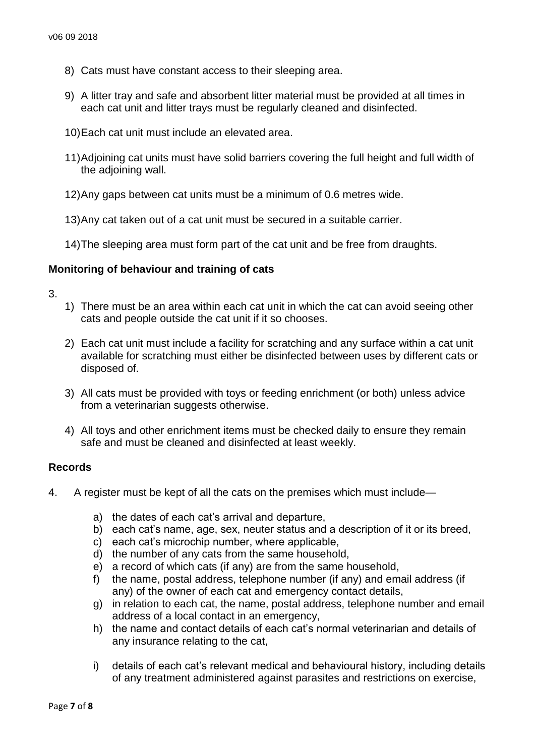8) Cats must have constant access to their sleeping area.

9) A litter tray and safe and absorbent litter material must be provided at all times in each cat unit and litter trays must be regularly cleaned and disinfected.

10) Each cat unit must include an elevated area.

11) Adjoining cat units must have solid barriers covering the full height and full width of the adjoining wall.

12) Any gaps between cat units must be a minimum of 0.6 metres wide.

13) Any cat taken out of a cat unit must be secured in a suitable carrier.

14) The sleeping area must form part of the cat unit and be free from draughts.

**Monitoring of behaviour and training of cats**

3.

1) There must be an area within each cat unit in which the cat can avoid seeing other cats and people outside the cat unit if it so chooses.

2) Each cat unit must include a facility for scratching and any surface within a cat unit available for scratching must either be disinfected between uses by different cats or disposed of.

3) All cats must be provided with toys or feeding enrichment (or both) unless advice from a veterinarian suggests otherwise.

4) All toys and other enrichment items must be checked daily to ensure they remain safe and must be cleaned and disinfected at least weekly.

**Records**

4. A register must be kept of all the cats on the premises which must include—

a) the dates of each cat's arrival and departure,
b) each cat's name, age, sex, neuter status and a description of it or its breed,
c) each cat's microchip number, where applicable,
d) the number of any cats from the same household,
e) a record of which cats (if any) are from the same household,
f) the name, postal address, telephone number (if any) and email address (if any) of the owner of each cat and emergency contact details,
g) in relation to each cat, the name, postal address, telephone number and email address of a local contact in an emergency,
h) the name and contact details of each cat's normal veterinarian and details of any insurance relating to the cat,
i) details of each cat's relevant medical and behavioural history, including details of any treatment administered against parasites and restrictions on exercise,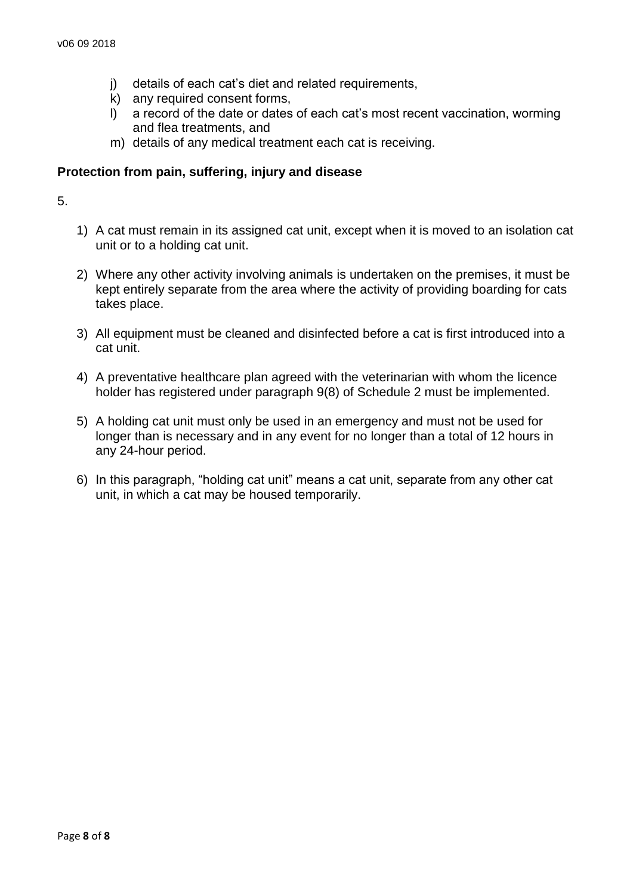j) details of each cat's diet and related requirements,
k) any required consent forms,
l) a record of the date or dates of each cat's most recent vaccination, worming and flea treatments, and
m) details of any medical treatment each cat is receiving.

**Protection from pain, suffering, injury and disease**

5.

1) A cat must remain in its assigned cat unit, except when it is moved to an isolation cat unit or to a holding cat unit.

2) Where any other activity involving animals is undertaken on the premises, it must be kept entirely separate from the area where the activity of providing boarding for cats takes place.

3) All equipment must be cleaned and disinfected before a cat is first introduced into a cat unit.

4) A preventative healthcare plan agreed with the veterinarian with whom the licence holder has registered under paragraph 9(8) of Schedule 2 must be implemented.

5) A holding cat unit must only be used in an emergency and must not be used for longer than is necessary and in any event for no longer than a total of 12 hours in any 24-hour period.

6) In this paragraph, "holding cat unit" means a cat unit, separate from any other cat unit, in which a cat may be housed temporarily.